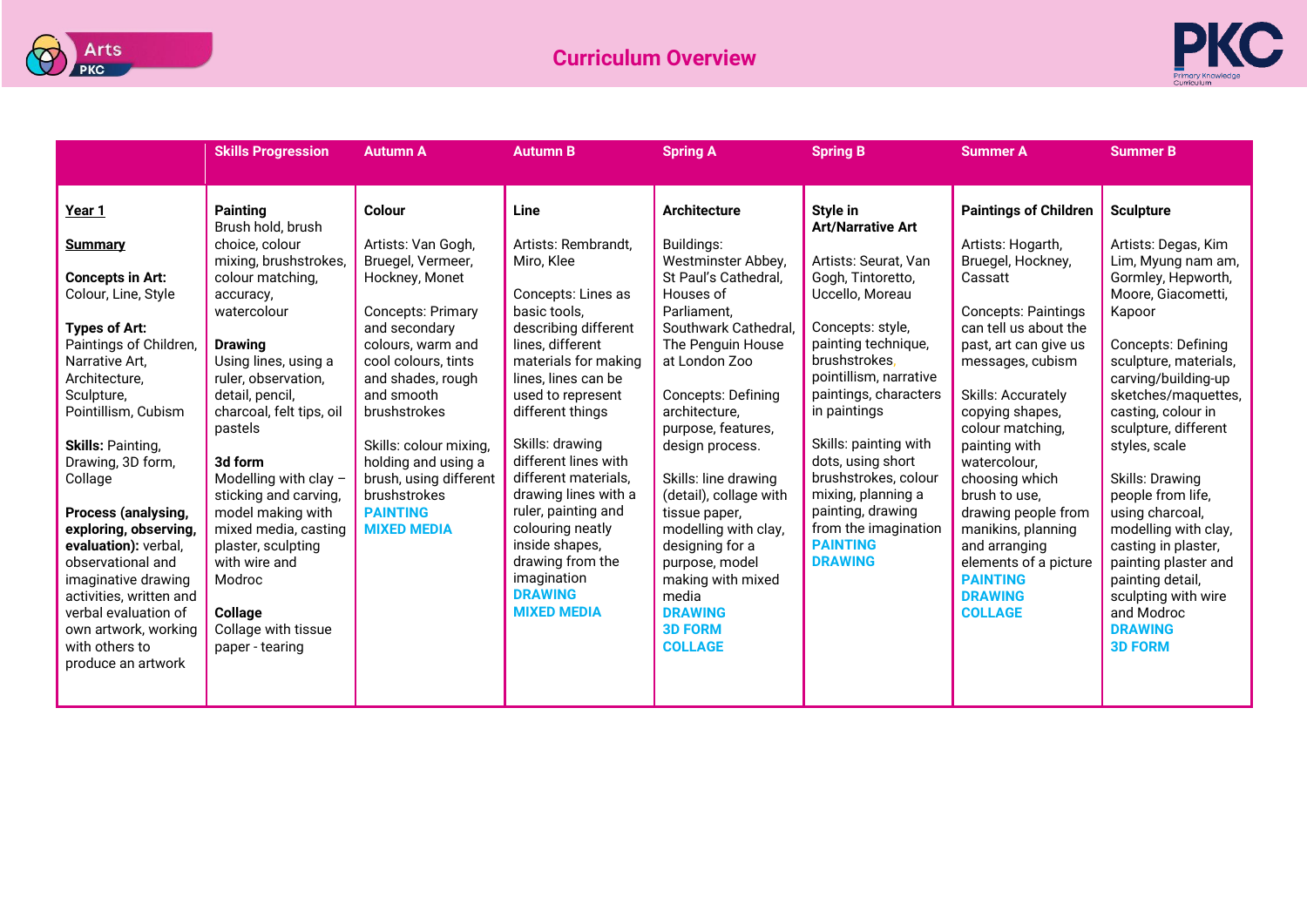# Curriculum Overview

| | Skills Progression | Autumn A | Autumn B | Spring A | Spring B | Summer A | Summer B |
|---|---|---|---|---|---|---|---|
| **Year 1**<br><br>**Summary**<br><br>**Concepts in Art:** Colour, Line, Style<br><br>**Types of Art:** Paintings of Children, Narrative Art, Architecture, Sculpture, Pointillism, Cubism<br><br>**Skills:** Painting, Drawing, 3D form, Collage<br><br>**Process (analysing, exploring, observing, evaluation):** verbal, observational and imaginative drawing activities, written and verbal evaluation of own artwork, working with others to produce an artwork | **Painting**<br>Brush hold, brush choice, colour mixing, brushstrokes, colour matching, accuracy, watercolour<br><br>**Drawing**<br>Using lines, using a ruler, observation, detail, pencil, charcoal, felt tips, oil pastels<br><br>**3d form**<br>Modelling with clay – sticking and carving, model making with mixed media, casting plaster, sculpting with wire and Modroc<br><br>**Collage**<br>Collage with tissue paper - tearing | **Colour**<br><br>Artists: Van Gogh, Bruegel, Vermeer, Hockney, Monet<br><br>Concepts: Primary and secondary colours, warm and cool colours, tints and shades, rough and smooth brushstrokes<br><br>Skills: colour mixing, holding and using a brush, using different brushstrokes<br>**PAINTING**<br>**MIXED MEDIA** | **Line**<br><br>Artists: Rembrandt, Miro, Klee<br><br>Concepts: Lines as basic tools, describing different lines, different materials for making lines, lines can be used to represent different things<br><br>Skills: drawing different lines with different materials, drawing lines with a ruler, painting and colouring neatly inside shapes, drawing from the imagination<br>**DRAWING**<br>**MIXED MEDIA** | **Architecture**<br><br>Buildings: Westminster Abbey, St Paul's Cathedral, Houses of Parliament, Southwark Cathedral, The Penguin House at London Zoo<br><br>Concepts: Defining architecture, purpose, features, design process.<br><br>Skills: line drawing (detail), collage with tissue paper, modelling with clay, designing for a purpose, model making with mixed media<br>**DRAWING**<br>**3D FORM**<br>**COLLAGE** | **Style in Art/Narrative Art**<br><br>Artists: Seurat, Van Gogh, Tintoretto, Uccello, Moreau<br><br>Concepts: style, painting technique, brushstrokes, pointillism, narrative paintings, characters in paintings<br><br>Skills: painting with dots, using short brushstrokes, colour mixing, planning a painting, drawing from the imagination<br>**PAINTING**<br>**DRAWING** | **Paintings of Children**<br><br>Artists: Hogarth, Bruegel, Hockney, Cassatt<br><br>Concepts: Paintings can tell us about the past, art can give us messages, cubism<br><br>Skills: Accurately copying shapes, colour matching, painting with watercolour, choosing which brush to use, drawing people from manikins, planning and arranging elements of a picture<br>**PAINTING**<br>**DRAWING**<br>**COLLAGE** | **Sculpture**<br><br>Artists: Degas, Kim Lim, Myung nam am, Gormley, Hepworth, Moore, Giacometti, Kapoor<br><br>Concepts: Defining sculpture, materials, carving/building-up sketches/maquettes, casting, colour in sculpture, different styles, scale<br><br>Skills: Drawing people from life, using charcoal, modelling with clay, casting in plaster, painting plaster and painting detail, sculpting with wire and Modroc<br>**DRAWING**<br>**3D FORM** |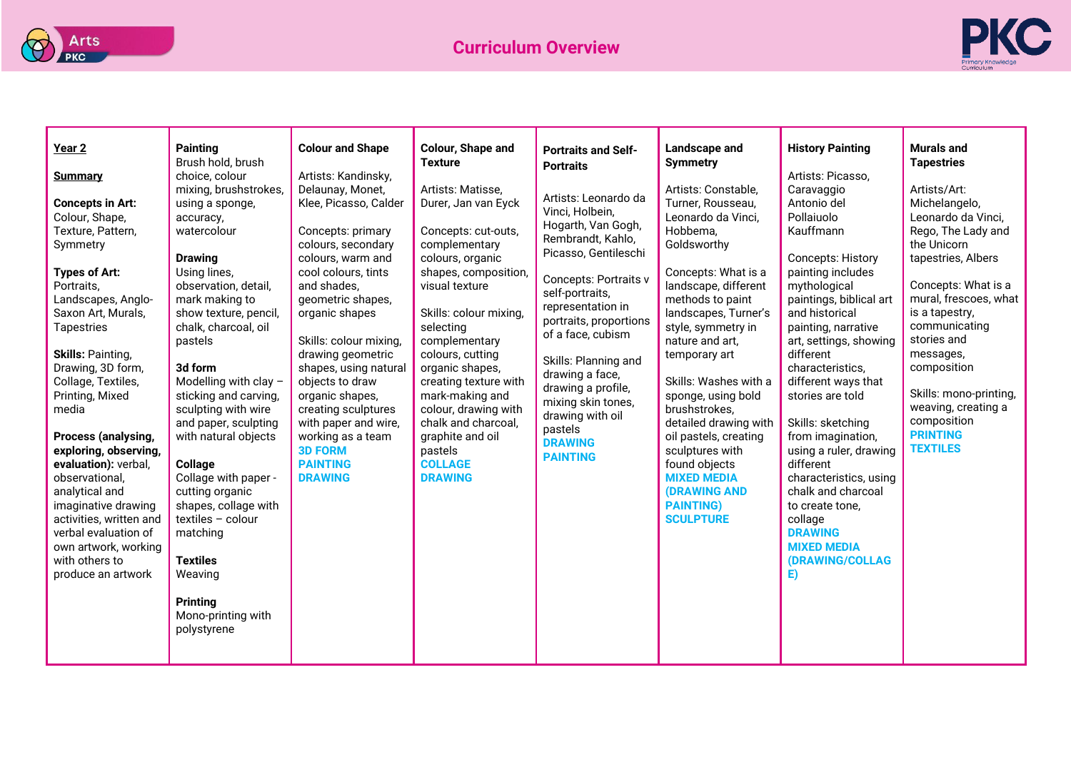# Curriculum Overview

| **Year 2**<br><br>**Summary**<br><br>**Concepts in Art:** Colour, Shape, Texture, Pattern, Symmetry<br><br>**Types of Art:** Portraits, Landscapes, Anglo-Saxon Art, Murals, Tapestries<br><br>**Skills:** Painting, Drawing, 3D form, Collage, Textiles, Printing, Mixed media<br><br>**Process (analysing, exploring, observing, evaluation):** verbal, observational, analytical and imaginative drawing activities, written and verbal evaluation of own artwork, working with others to produce an artwork | **Painting**<br>Brush hold, brush choice, colour mixing, brushstrokes, using a sponge, accuracy, watercolour<br><br>**Drawing**<br>Using lines, observation, detail, mark making to show texture, pencil, chalk, charcoal, oil pastels<br><br>**3d form**<br>Modelling with clay – sticking and carving, sculpting with wire and paper, sculpting with natural objects<br><br>**Collage**<br>Collage with paper - cutting organic shapes, collage with textiles – colour matching<br><br>**Textiles**<br>Weaving<br><br>**Printing**<br>Mono-printing with polystyrene | **Colour and Shape**<br><br>Artists: Kandinsky, Delaunay, Monet, Klee, Picasso, Calder<br><br>Concepts: primary colours, secondary colours, warm and cool colours, tints and shades, geometric shapes, organic shapes<br><br>Skills: colour mixing, drawing geometric shapes, using natural objects to draw organic shapes, creating sculptures with paper and wire, working as a team<br>**3D FORM**<br>**PAINTING**<br>**DRAWING** | **Colour, Shape and Texture**<br><br>Artists: Matisse, Durer, Jan van Eyck<br><br>Concepts: cut-outs, complementary colours, organic shapes, composition, visual texture<br><br>Skills: colour mixing, selecting complementary colours, cutting organic shapes, creating texture with mark-making and colour, drawing with chalk and charcoal, graphite and oil pastels<br>**COLLAGE**<br>**DRAWING** | **Portraits and Self-Portraits**<br><br>Artists: Leonardo da Vinci, Holbein, Hogarth, Van Gogh, Rembrandt, Kahlo, Picasso, Gentileschi<br><br>Concepts: Portraits v self-portraits, representation in portraits, proportions of a face, cubism<br><br>Skills: Planning and drawing a face, drawing a profile, mixing skin tones, drawing with oil pastels<br>**DRAWING**<br>**PAINTING** | **Landscape and Symmetry**<br><br>Artists: Constable, Turner, Rousseau, Leonardo da Vinci, Hobbema, Goldsworthy<br><br>Concepts: What is a landscape, different methods to paint landscapes, Turner's style, symmetry in nature and art, temporary art<br><br>Skills: Washes with a sponge, using bold brushstrokes, detailed drawing with oil pastels, creating sculptures with found objects<br>**MIXED MEDIA (DRAWING AND PAINTING)**<br>**SCULPTURE** | **History Painting**<br><br>Artists: Picasso, Caravaggio Antonio del Pollaiuolo Kauffmann<br><br>Concepts: History painting includes mythological paintings, biblical art and historical painting, narrative art, settings, showing different characteristics, different ways that stories are told<br><br>Skills: sketching from imagination, using a ruler, drawing different characteristics, using chalk and charcoal to create tone, collage<br>**DRAWING**<br>**MIXED MEDIA (DRAWING/COLLAGE)** | **Murals and Tapestries**<br><br>Artists/Art: Michelangelo, Leonardo da Vinci, Rego, The Lady and the Unicorn tapestries, Albers<br><br>Concepts: What is a mural, frescoes, what is a tapestry, communicating stories and messages, composition<br><br>Skills: mono-printing, weaving, creating a composition<br>**PRINTING**<br>**TEXTILES** |
|---|---|---|---|---|---|---|---|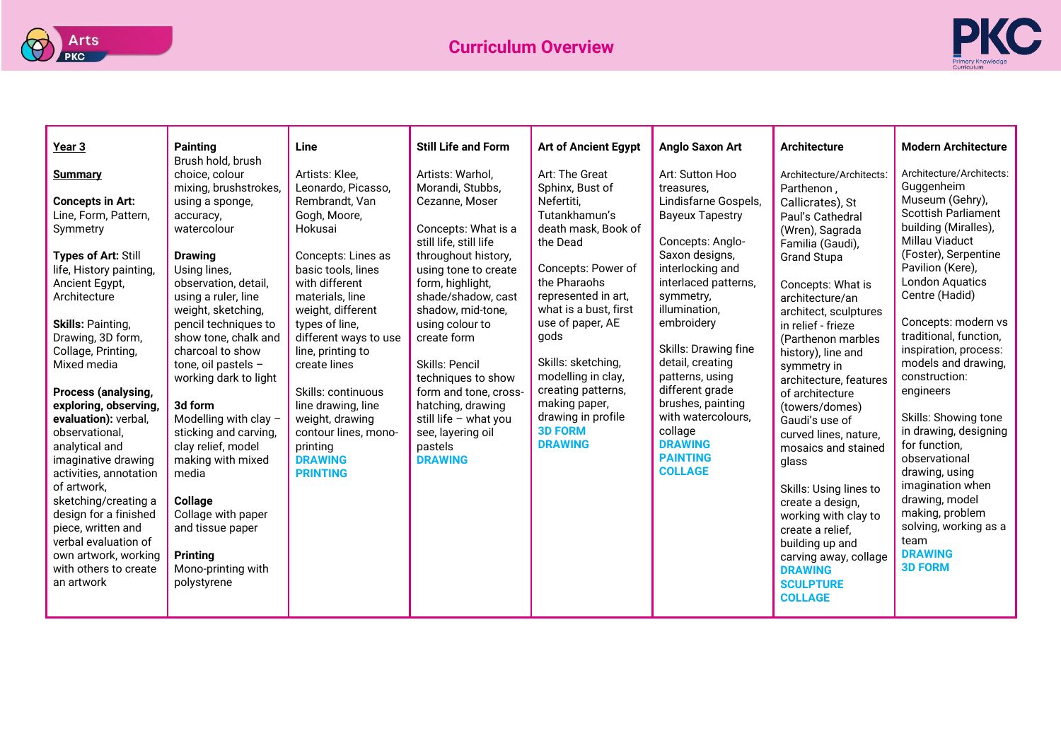# Curriculum Overview

| Year 3 | Painting | Line | Still Life and Form | Art of Ancient Egypt | Anglo Saxon Art | Architecture | Modern Architecture |
|---|---|---|---|---|---|---|---|
| **Summary**<br><br>**Concepts in Art:** Line, Form, Pattern, Symmetry<br><br>**Types of Art:** Still life, History painting, Ancient Egypt, Architecture<br><br>**Skills:** Painting, Drawing, 3D form, Collage, Printing, Mixed media<br><br>**Process (analysing, exploring, observing, evaluation):** verbal, observational, analytical and imaginative drawing activities, annotation of artwork, sketching/creating a design for a finished piece, written and verbal evaluation of own artwork, working with others to create an artwork | Brush hold, brush choice, colour mixing, brushstrokes, using a sponge, accuracy, watercolour<br><br>**Drawing**<br>Using lines, observation, detail, using a ruler, line weight, sketching, pencil techniques to show tone, chalk and charcoal to show tone, oil pastels – working dark to light<br><br>**3d form**<br>Modelling with clay – sticking and carving, clay relief, model making with mixed media<br><br>**Collage**<br>Collage with paper and tissue paper<br><br>**Printing**<br>Mono-printing with polystyrene | Artists: Klee, Leonardo, Picasso, Rembrandt, Van Gogh, Moore, Hokusai<br><br>Concepts: Lines as basic tools, lines with different materials, line weight, different types of line, different ways to use line, printing to create lines<br><br>Skills: continuous line drawing, line weight, drawing contour lines, mono-printing<br>**DRAWING**<br>**PRINTING** | Artists: Warhol, Morandi, Stubbs, Cezanne, Moser<br><br>Concepts: What is a still life, still life throughout history, using tone to create form, highlight, shade/shadow, cast shadow, mid-tone, using colour to create form<br><br>Skills: Pencil techniques to show form and tone, cross-hatching, drawing still life – what you see, layering oil pastels<br>**DRAWING** | Art: The Great Sphinx, Bust of Nefertiti, Tutankhamun's death mask, Book of the Dead<br><br>Concepts: Power of the Pharaohs represented in art, what is a bust, first use of paper, AE gods<br><br>Skills: sketching, modelling in clay, creating patterns, making paper, drawing in profile<br>**3D FORM**<br>**DRAWING** | Art: Sutton Hoo treasures, Lindisfarne Gospels, Bayeux Tapestry<br><br>Concepts: Anglo-Saxon designs, interlocking and interlaced patterns, symmetry, illumination, embroidery<br><br>Skills: Drawing fine detail, creating patterns, using different grade brushes, painting with watercolours, collage<br>**DRAWING**<br>**PAINTING**<br>**COLLAGE** | Architecture/Architects: Parthenon , Callicrates), St Paul's Cathedral (Wren), Sagrada Familia (Gaudi), Grand Stupa<br><br>Concepts: What is architecture/an architect, sculptures in relief - frieze (Parthenon marbles history), line and symmetry in architecture, features of architecture (towers/domes) Gaudi's use of curved lines, nature, mosaics and stained glass<br><br>Skills: Using lines to create a design, working with clay to create a relief, building up and carving away, collage<br>**DRAWING**<br>**SCULPTURE**<br>**COLLAGE** | Architecture/Architects: Guggenheim Museum (Gehry), Scottish Parliament building (Miralles), Millau Viaduct (Foster), Serpentine Pavilion (Kere), London Aquatics Centre (Hadid)<br><br>Concepts: modern vs traditional, function, inspiration, process: models and drawing, construction: engineers<br><br>Skills: Showing tone in drawing, designing for function, observational drawing, using imagination when drawing, model making, problem solving, working as a team<br>**DRAWING**<br>**3D FORM** |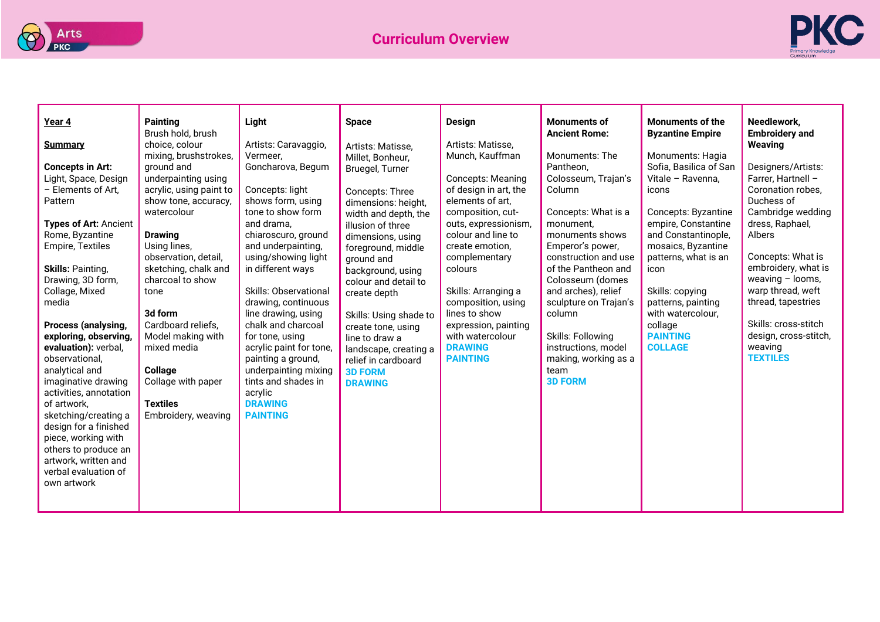# Curriculum Overview

| **Year 4** | **Painting** | **Light** | **Space** | **Design** | **Monuments of Ancient Rome:** | **Monuments of the Byzantine Empire** | **Needlework, Embroidery and Weaving** |
|---|---|---|---|---|---|---|---|
| **Summary**<br><br>**Concepts in Art:** Light, Space, Design – Elements of Art, Pattern<br><br>**Types of Art:** Ancient Rome, Byzantine Empire, Textiles<br><br>**Skills:** Painting, Drawing, 3D form, Collage, Mixed media<br><br>**Process (analysing, exploring, observing, evaluation):** verbal, observational, analytical and imaginative drawing activities, annotation of artwork, sketching/creating a design for a finished piece, working with others to produce an artwork, written and verbal evaluation of own artwork | Brush hold, brush choice, colour mixing, brushstrokes, ground and underpainting using acrylic, using paint to show tone, accuracy, watercolour<br><br>**Drawing**<br>Using lines, observation, detail, sketching, chalk and charcoal to show tone<br><br>**3d form**<br>Cardboard reliefs, Model making with mixed media<br><br>**Collage**<br>Collage with paper<br><br>**Textiles**<br>Embroidery, weaving | Artists: Caravaggio, Vermeer, Goncharova, Begum<br><br>Concepts: light shows form, using tone to show form and drama, chiaroscuro, ground and underpainting, using/showing light in different ways<br><br>Skills: Observational drawing, continuous line drawing, using chalk and charcoal for tone, using acrylic paint for tone, painting a ground, underpainting mixing tints and shades in acrylic<br>**DRAWING**<br>**PAINTING** | Artists: Matisse, Millet, Bonheur, Bruegel, Turner<br><br>Concepts: Three dimensions: height, width and depth, the illusion of three dimensions, using foreground, middle ground and background, using colour and detail to create depth<br><br>Skills: Using shade to create tone, using line to draw a landscape, creating a relief in cardboard<br>**3D FORM**<br>**DRAWING** | Artists: Matisse, Munch, Kauffman<br><br>Concepts: Meaning of design in art, the elements of art, composition, cut-outs, expressionism, colour and line to create emotion, complementary colours<br><br>Skills: Arranging a composition, using lines to show expression, painting with watercolour<br>**DRAWING**<br>**PAINTING** | Monuments: The Pantheon, Colosseum, Trajan's Column<br><br>Concepts: What is a monument, monuments shows Emperor's power, construction and use of the Pantheon and Colosseum (domes and arches), relief sculpture on Trajan's column<br><br>Skills: Following instructions, model making, working as a team<br>**3D FORM** | Monuments: Hagia Sofia, Basilica of San Vitale – Ravenna, icons<br><br>Concepts: Byzantine empire, Constantine and Constantinople, mosaics, Byzantine patterns, what is an icon<br><br>Skills: copying patterns, painting with watercolour, collage<br>**PAINTING**<br>**COLLAGE** | Designers/Artists: Farrer, Hartnell – Coronation robes, Duchess of Cambridge wedding dress, Raphael, Albers<br><br>Concepts: What is embroidery, what is weaving – looms, warp thread, weft thread, tapestries<br><br>Skills: cross-stitch design, cross-stitch, weaving<br>**TEXTILES** |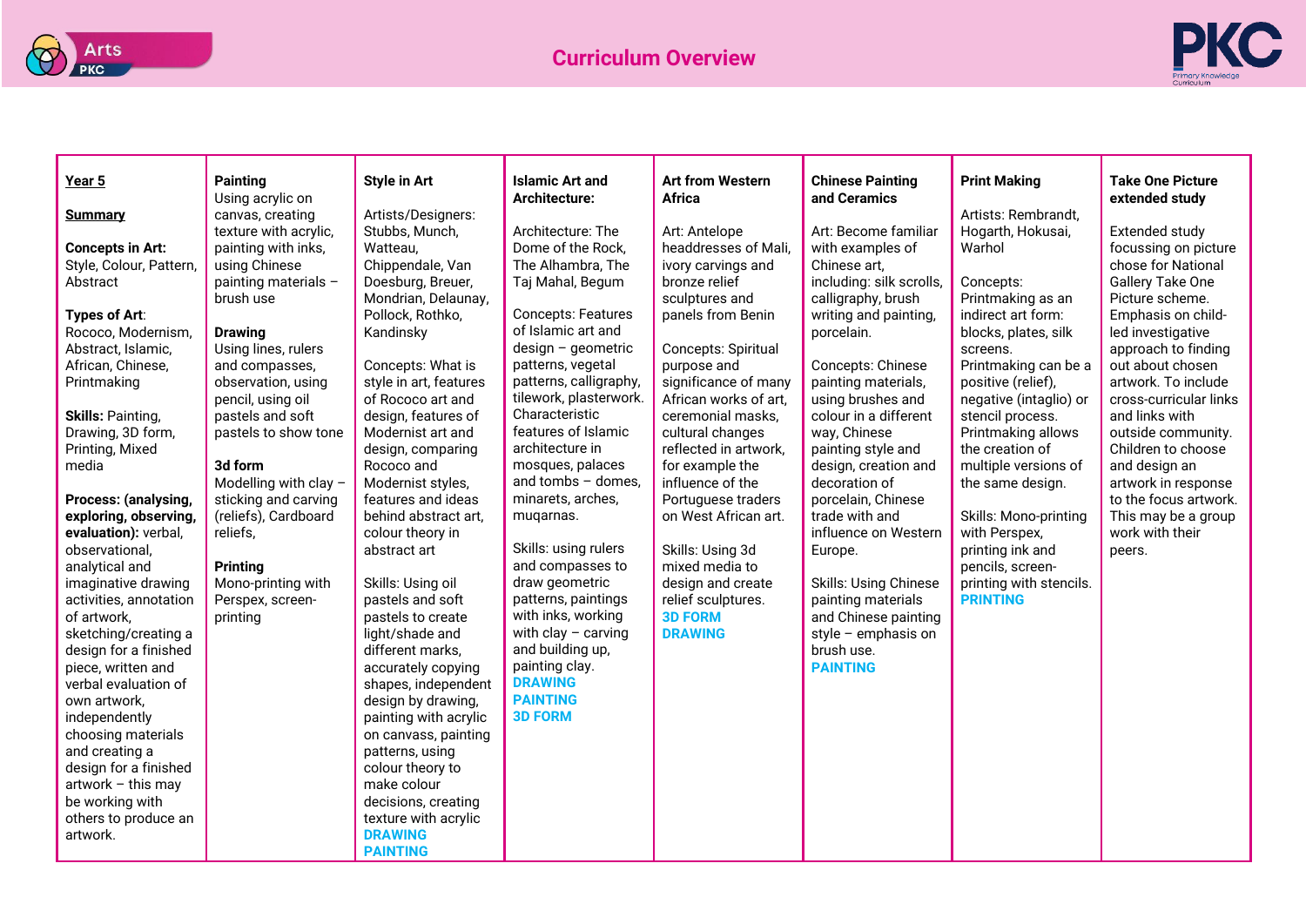# Curriculum Overview

| **Year 5** | **Painting** | **Style in Art** | **Islamic Art and Architecture:** | **Art from Western Africa** | **Chinese Painting and Ceramics** | **Print Making** | **Take One Picture extended study** |
|---|---|---|---|---|---|---|---|
| **Summary**<br><br>**Concepts in Art:** Style, Colour, Pattern, Abstract<br><br>**Types of Art**: Rococo, Modernism, Abstract, Islamic, African, Chinese, Printmaking<br><br>**Skills:** Painting, Drawing, 3D form, Printing, Mixed media<br><br>**Process: (analysing, exploring, observing, evaluation):** verbal, observational, analytical and imaginative drawing activities, annotation of artwork, sketching/creating a design for a finished piece, written and verbal evaluation of own artwork, independently choosing materials and creating a design for a finished artwork – this may be working with others to produce an artwork. | Using acrylic on canvas, creating texture with acrylic, painting with inks, using Chinese painting materials – brush use<br><br>**Drawing**<br>Using lines, rulers and compasses, observation, using pencil, using oil pastels and soft pastels to show tone<br><br>**3d form**<br>Modelling with clay – sticking and carving (reliefs), Cardboard reliefs,<br><br>**Printing**<br>Mono-printing with Perspex, screen-printing | Artists/Designers: Stubbs, Munch, Watteau, Chippendale, Van Doesburg, Breuer, Mondrian, Delaunay, Pollock, Rothko, Kandinsky<br><br>Concepts: What is style in art, features of Rococo art and design, features of Modernist art and design, comparing Rococo and Modernist styles, features and ideas behind abstract art, colour theory in abstract art<br><br>Skills: Using oil pastels and soft pastels to create light/shade and different marks, accurately copying shapes, independent design by drawing, painting with acrylic on canvas, painting patterns, using colour theory to make colour decisions, creating texture with acrylic<br>**DRAWING**<br>**PAINTING** | Architecture: The Dome of the Rock, The Alhambra, The Taj Mahal, Begum<br><br>Concepts: Features of Islamic art and design – geometric patterns, vegetal patterns, calligraphy, tilework, plasterwork. Characteristic features of Islamic architecture in mosques, palaces and tombs – domes, minarets, arches, muqarnas.<br><br>Skills: using rulers and compasses to draw geometric patterns, paintings with inks, working with clay – carving and building up, painting clay.<br>**DRAWING**<br>**PAINTING**<br>**3D FORM** | Art: Antelope headdresses of Mali, ivory carvings and bronze relief sculptures and panels from Benin<br><br>Concepts: Spiritual purpose and significance of many African works of art, ceremonial masks, cultural changes reflected in artwork, for example the influence of the Portuguese traders on West African art.<br><br>Skills: Using 3d mixed media to design and create relief sculptures.<br>**3D FORM**<br>**DRAWING** | Art: Become familiar with examples of Chinese art, including: silk scrolls, calligraphy, brush writing and painting, porcelain.<br><br>Concepts: Chinese painting materials, using brushes and colour in a different way, Chinese painting style and design, creation and decoration of porcelain, Chinese trade with and influence on Western Europe.<br><br>Skills: Using Chinese painting materials and Chinese painting style – emphasis on brush use.<br>**PAINTING** | Artists: Rembrandt, Hogarth, Hokusai, Warhol<br><br>Concepts: Printmaking as an indirect art form: blocks, plates, silk screens. Printmaking can be a positive (relief), negative (intaglio) or stencil process. Printmaking allows the creation of multiple versions of the same design.<br><br>Skills: Mono-printing with Perspex, printing ink and pencils, screen-printing with stencils.<br>**PRINTING** | Extended study focussing on picture chose for National Gallery Take One Picture scheme. Emphasis on child-led investigative approach to finding out about chosen artwork. To include cross-curricular links and links with outside community. Children to choose and design an artwork in response to the focus artwork. This may be a group work with their peers. |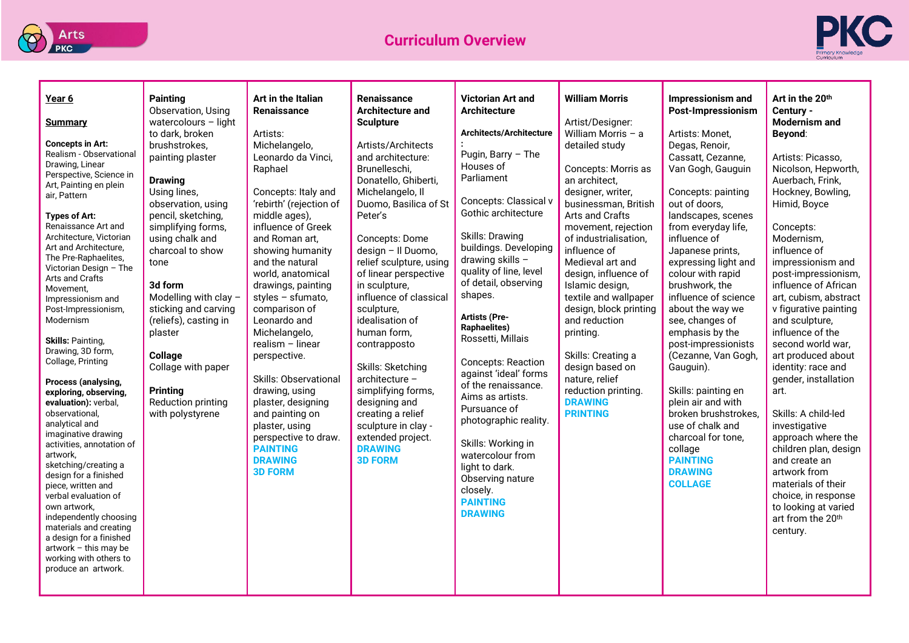# Curriculum Overview

| **Year 6**<br><br>**Summary**<br><br>**Concepts in Art:** Realism - Observational Drawing, Linear Perspective, Science in Art, Painting en plein air, Pattern<br><br>**Types of Art:** Renaissance Art and Architecture, Victorian Art and Architecture, The Pre-Raphaelites, Victorian Design – The Arts and Crafts Movement, Impressionism and Post-Impressionism, Modernism<br><br>**Skills:** Painting, Drawing, 3D form, Collage, Printing<br><br>**Process (analysing, exploring, observing, evaluation):** verbal, observational, analytical and imaginative drawing activities, annotation of artwork, sketching/creating a design for a finished piece, written and verbal evaluation of own artwork, independently choosing materials and creating a design for a finished artwork – this may be working with others to produce an artwork. | **Painting**<br>Observation, Using watercolours – light to dark, broken brushstrokes, painting plaster<br><br>**Drawing**<br>Using lines, observation, using pencil, sketching, simplifying forms, using chalk and charcoal to show tone<br><br>**3d form**<br>Modelling with clay – sticking and carving (reliefs), casting in plaster<br><br>**Collage**<br>Collage with paper<br><br>**Printing**<br>Reduction printing with polystyrene | **Art in the Italian Renaissance**<br><br>Artists: Michelangelo, Leonardo da Vinci, Raphael<br><br>Concepts: Italy and 'rebirth' (rejection of middle ages), influence of Greek and Roman art, showing humanity and the natural world, anatomical drawings, painting styles – sfumato, comparison of Leonardo and Michelangelo, realism – linear perspective.<br><br>Skills: Observational drawing, using plaster, designing and painting on plaster, using perspective to draw.<br>**PAINTING**<br>**DRAWING**<br>**3D FORM** | **Renaissance Architecture and Sculpture**<br><br>Artists/Architects and architecture: Brunelleschi, Donatello, Ghiberti, Michelangelo, Il Duomo, Basilica of St Peter's<br><br>Concepts: Dome design – Il Duomo, relief sculpture, using of linear perspective in sculpture, influence of classical sculpture, idealisation of human form, contrapposto<br><br>Skills: Sketching architecture – simplifying forms, designing and creating a relief sculpture in clay - extended project.<br>**DRAWING**<br>**3D FORM** | **Victorian Art and Architecture**<br><br>**Architects/Architecture:**<br>Pugin, Barry – The Houses of Parliament<br><br>Concepts: Classical v Gothic architecture<br><br>Skills: Drawing buildings. Developing drawing skills – quality of line, level of detail, observing shapes.<br><br>**Artists (Pre-Raphaelites)**<br>Rossetti, Millais<br><br>Concepts: Reaction against 'ideal' forms of the renaissance. Aims as artists. Pursuance of photographic reality.<br><br>Skills: Working in watercolour from light to dark. Observing nature closely.<br>**PAINTING**<br>**DRAWING** | **William Morris**<br><br>Artist/Designer: William Morris – a detailed study<br><br>Concepts: Morris as an architect, designer, writer, businessman, British Arts and Crafts movement, rejection of industrialisation, influence of Medieval art and design, influence of Islamic design, textile and wallpaper design, block printing and reduction printing.<br><br>Skills: Creating a design based on nature, relief reduction printing.<br>**DRAWING**<br>**PRINTING** | **Impressionism and Post-Impressionism**<br><br>Artists: Monet, Degas, Renoir, Cassatt, Cezanne, Van Gogh, Gauguin<br><br>Concepts: painting out of doors, landscapes, scenes from everyday life, influence of Japanese prints, expressing light and colour with rapid brushwork, the influence of science about the way we see, changes of emphasis by the post-impressionists (Cezanne, Van Gogh, Gauguin).<br><br>Skills: painting en plein air and with broken brushstrokes, use of chalk and charcoal for tone, collage<br>**PAINTING**<br>**DRAWING**<br>**COLLAGE** | **Art in the 20th Century - Modernism and Beyond:**<br><br>Artists: Picasso, Nicolson, Hepworth, Auerbach, Frink, Hockney, Bowling, Himid, Boyce<br><br>Concepts: Modernism, influence of impressionism and post-impressionism, influence of African art, cubism, abstract v figurative painting and sculpture, influence of the second world war, art produced about identity: race and gender, installation art.<br><br>Skills: A child-led investigative approach where the children plan, design and create an artwork from materials of their choice, in response to looking at varied art from the 20th century. |
|---|---|---|---|---|---|---|---|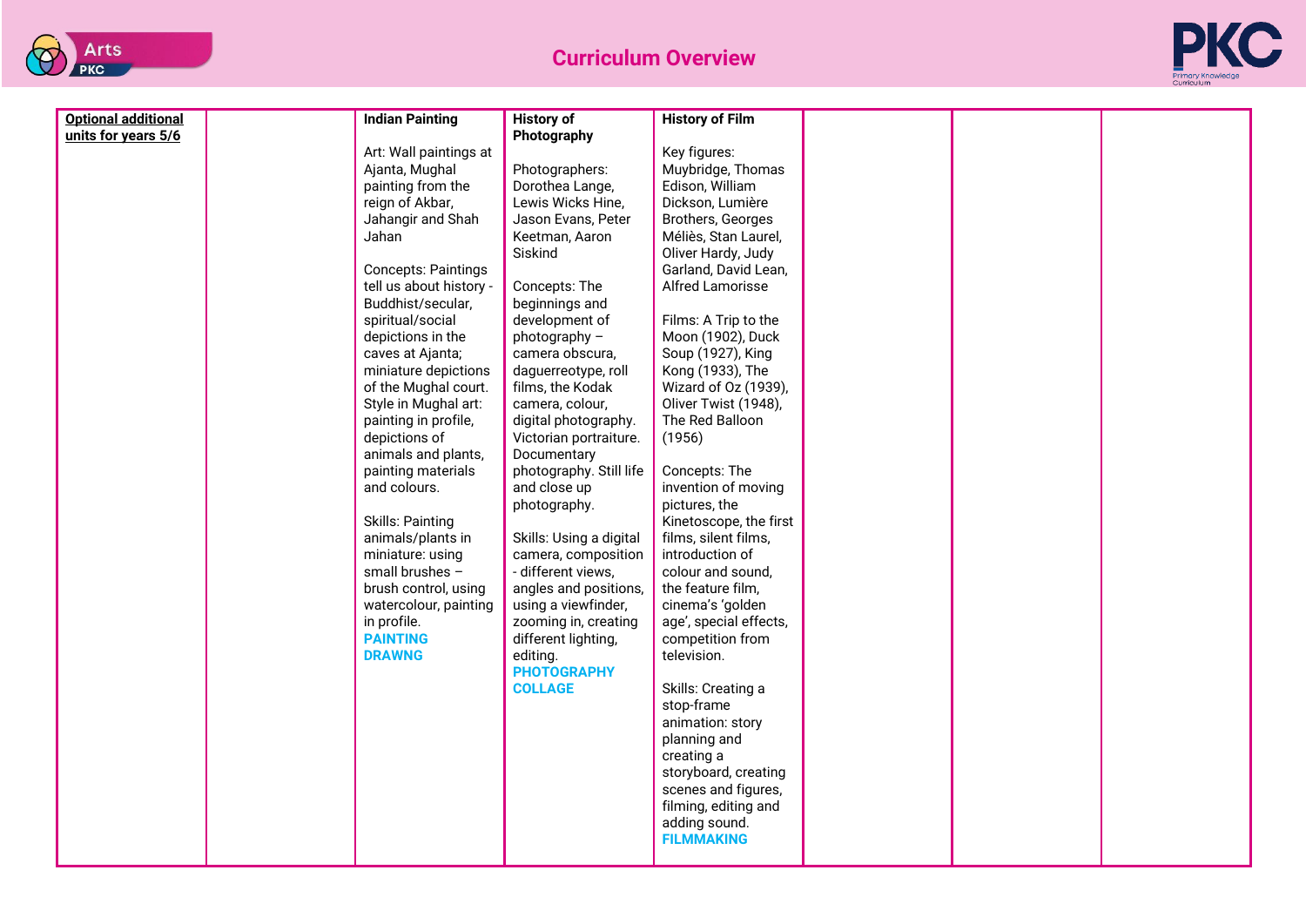# Curriculum Overview

| | | | | | | | |
|---|---|---|---|---|---|---|---|
| **Optional additional units for years 5/6** | | **Indian Painting**<br><br>Art: Wall paintings at Ajanta, Mughal painting from the reign of Akbar, Jahangir and Shah Jahan<br><br>Concepts: Paintings tell us about history - Buddhist/secular, spiritual/social depictions in the caves at Ajanta; miniature depictions of the Mughal court. Style in Mughal art: painting in profile, depictions of animals and plants, painting materials and colours.<br><br>Skills: Painting animals/plants in miniature: using small brushes – brush control, using watercolour, painting in profile.<br>**PAINTING**<br>**DRAWNG** | **History of Photography**<br><br>Photographers: Dorothea Lange, Lewis Wicks Hine, Jason Evans, Peter Keetman, Aaron Siskind<br><br>Concepts: The beginnings and development of photography – camera obscura, daguerreotype, roll films, the Kodak camera, colour, digital photography. Victorian portraiture. Documentary photography. Still life and close up photography.<br><br>Skills: Using a digital camera, composition - different views, angles and positions, using a viewfinder, zooming in, creating different lighting, editing.<br>**PHOTOGRAPHY**<br>**COLLAGE** | **History of Film**<br><br>Key figures: Muybridge, Thomas Edison, William Dickson, Lumière Brothers, Georges Méliès, Stan Laurel, Oliver Hardy, Judy Garland, David Lean, Alfred Lamorisse<br><br>Films: A Trip to the Moon (1902), Duck Soup (1927), King Kong (1933), The Wizard of Oz (1939), Oliver Twist (1948), The Red Balloon (1956)<br><br>Concepts: The invention of moving pictures, the Kinetoscope, the first films, silent films, introduction of colour and sound, the feature film, cinema's 'golden age', special effects, competition from television.<br><br>Skills: Creating a stop-frame animation: story planning and creating a storyboard, creating scenes and figures, filming, editing and adding sound.<br>**FILMMAKING** | | | |